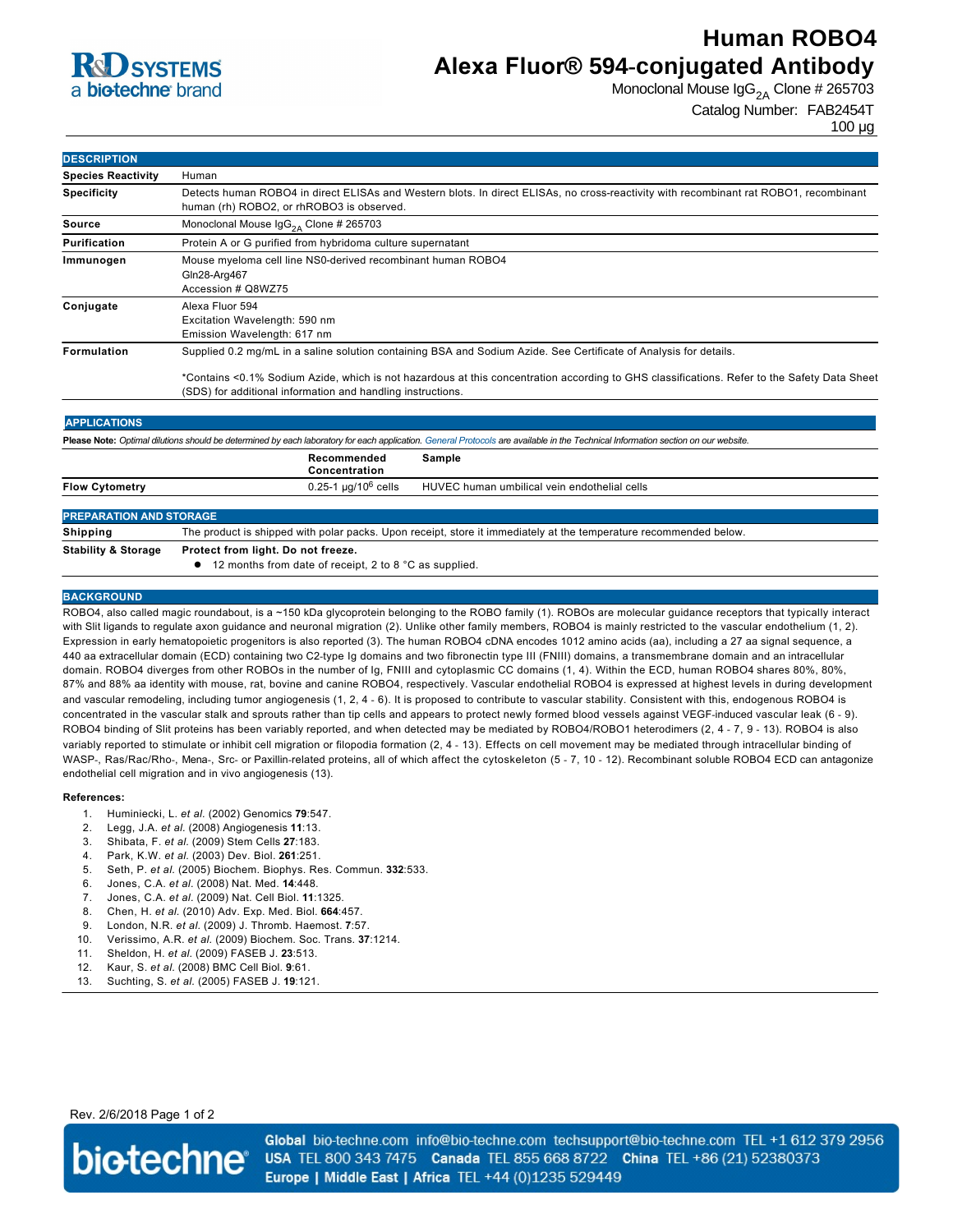R&D SYSTEMS
a biotechne brand

# Human ROBO4 Alexa Fluor® 594-conjugated Antibody

Monoclonal Mouse $IgG_{2A}$ Clone # 265703

Catalog Number: FAB2454T

100 µg

## DESCRIPTION

| | |
|---|---|
| **Species Reactivity** | Human |
| **Specificity** | Detects human ROBO4 in direct ELISAs and Western blots. In direct ELISAs, no cross-reactivity with recombinant rat ROBO1, recombinant human (rh) ROBO2, or rhROBO3 is observed. |
| **Source** | Monoclonal Mouse $IgG_{2A}$ Clone # 265703 |
| **Purification** | Protein A or G purified from hybridoma culture supernatant |
| **Immunogen** | Mouse myeloma cell line NS0-derived recombinant human ROBO4<br>Gln28-Arg467<br>Accession # Q8WZ75 |
| **Conjugate** | Alexa Fluor 594<br>Excitation Wavelength: 590 nm<br>Emission Wavelength: 617 nm |
| **Formulation** | Supplied 0.2 mg/mL in a saline solution containing BSA and Sodium Azide. See Certificate of Analysis for details.<br><br>*Contains <0.1% Sodium Azide, which is not hazardous at this concentration according to GHS classifications. Refer to the Safety Data Sheet (SDS) for additional information and handling instructions. |

## APPLICATIONS

**Please Note:** *Optimal dilutions should be determined by each laboratory for each application. General Protocols are available in the Technical Information section on our website.*

| | Recommended Concentration | Sample |
|---|---|---|
| **Flow Cytometry** | 0.25-1 µg/$10^6$ cells | HUVEC human umbilical vein endothelial cells |

## PREPARATION AND STORAGE

| | |
|---|---|
| **Shipping** | The product is shipped with polar packs. Upon receipt, store it immediately at the temperature recommended below. |
| **Stability & Storage** | **Protect from light. Do not freeze.**<br>● 12 months from date of receipt, 2 to 8 °C as supplied. |

## BACKGROUND

ROBO4, also called magic roundabout, is a ~150 kDa glycoprotein belonging to the ROBO family (1). ROBOs are molecular guidance receptors that typically interact with Slit ligands to regulate axon guidance and neuronal migration (2). Unlike other family members, ROBO4 is mainly restricted to the vascular endothelium (1, 2). Expression in early hematopoietic progenitors is also reported (3). The human ROBO4 cDNA encodes 1012 amino acids (aa), including a 27 aa signal sequence, a 440 aa extracellular domain (ECD) containing two C2-type Ig domains and two fibronectin type III (FNIII) domains, a transmembrane domain and an intracellular domain. ROBO4 diverges from other ROBOs in the number of Ig, FNIII and cytoplasmic CC domains (1, 4). Within the ECD, human ROBO4 shares 80%, 80%, 87% and 88% aa identity with mouse, rat, bovine and canine ROBO4, respectively. Vascular endothelial ROBO4 is expressed at highest levels in during development and vascular remodeling, including tumor angiogenesis (1, 2, 4 - 6). It is proposed to contribute to vascular stability. Consistent with this, endogenous ROBO4 is concentrated in the vascular stalk and sprouts rather than tip cells and appears to protect newly formed blood vessels against VEGF-induced vascular leak (6 - 9). ROBO4 binding of Slit proteins has been variably reported, and when detected may be mediated by ROBO4/ROBO1 heterodimers (2, 4 - 7, 9 - 13). ROBO4 is also variably reported to stimulate or inhibit cell migration or filopodia formation (2, 4 - 13). Effects on cell movement may be mediated through intracellular binding of WASP-, Ras/Rac/Rho-, Mena-, Src- or Paxillin-related proteins, all of which affect the cytoskeleton (5 - 7, 10 - 12). Recombinant soluble ROBO4 ECD can antagonize endothelial cell migration and in vivo angiogenesis (13).

**References:**

1. Huminiecki, L. *et al.* (2002) Genomics **79**:547.
2. Legg, J.A. *et al.* (2008) Angiogenesis **11**:13.
3. Shibata, F. *et al.* (2009) Stem Cells **27**:183.
4. Park, K.W. *et al.* (2003) Dev. Biol. **261**:251.
5. Seth, P. *et al.* (2005) Biochem. Biophys. Res. Commun. **332**:533.
6. Jones, C.A. *et al.* (2008) Nat. Med. **14**:448.
7. Jones, C.A. *et al.* (2009) Nat. Cell Biol. **11**:1325.
8. Chen, H. *et al.* (2010) Adv. Exp. Med. Biol. **664**:457.
9. London, N.R. *et al.* (2009) J. Thromb. Haemost. **7**:57.
10. Verissimo, A.R. *et al.* (2009) Biochem. Soc. Trans. **37**:1214.
11. Sheldon, H. *et al.* (2009) FASEB J. **23**:513.
12. Kaur, S. *et al.* (2008) BMC Cell Biol. **9**:61.
13. Suchting, S. *et al.* (2005) FASEB J. **19**:121.

Rev. 2/6/2018

biotechne

**Global** bio-techne.com info@bio-techne.com techsupport@bio-techne.com TEL +1 612 379 2956
**USA** TEL 800 343 7475 **Canada** TEL 855 668 8722 **China** TEL +86 (21) 52380373
**Europe | Middle East | Africa** TEL +44 (0)1235 529449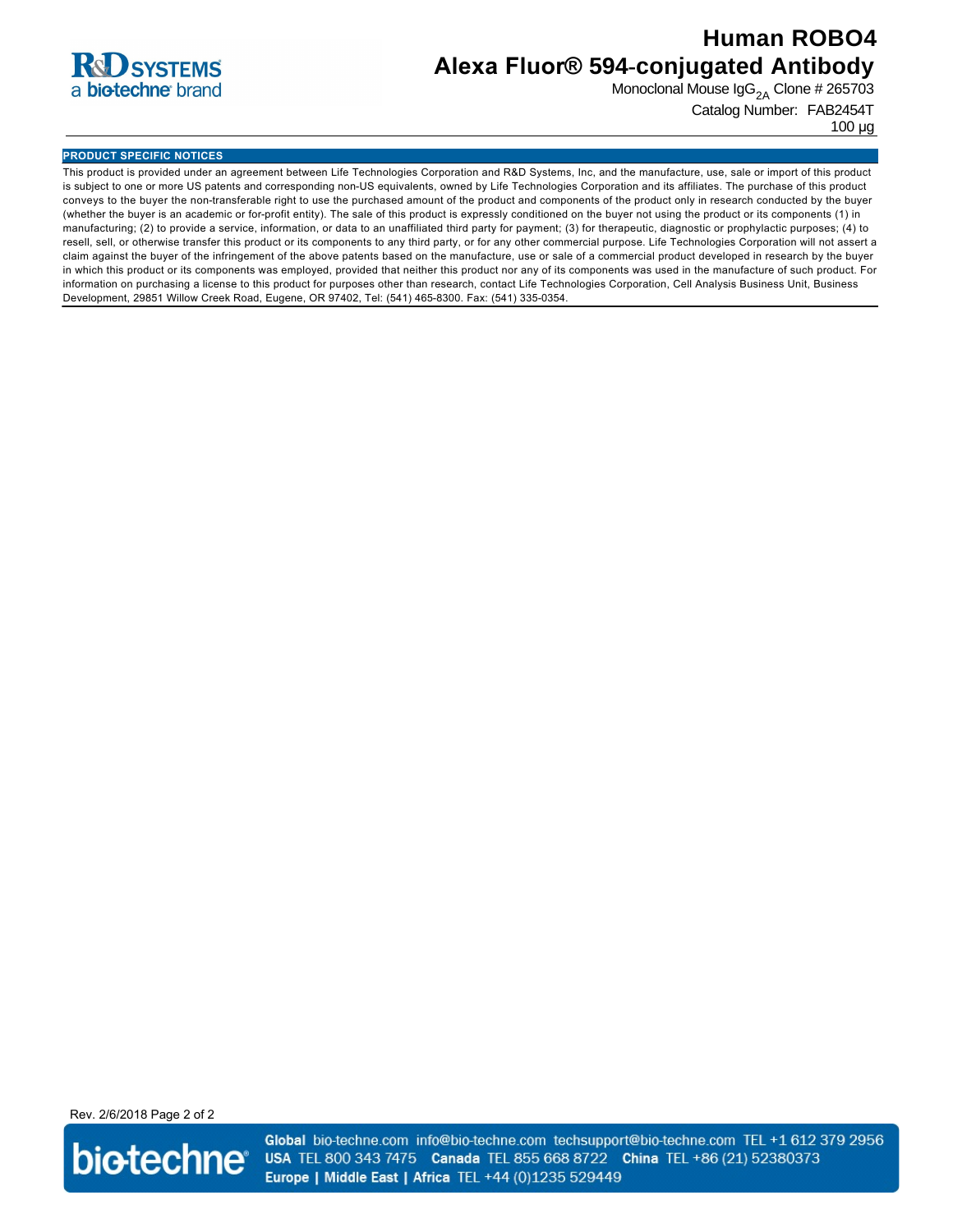# Human ROBO4
# Alexa Fluor® 594-conjugated Antibody

Monoclonal Mouse $IgG_{2A}$ Clone # 265703

Catalog Number: FAB2454T

100 µg

## PRODUCT SPECIFIC NOTICES

This product is provided under an agreement between Life Technologies Corporation and R&D Systems, Inc, and the manufacture, use, sale or import of this product is subject to one or more US patents and corresponding non-US equivalents, owned by Life Technologies Corporation and its affiliates. The purchase of this product conveys to the buyer the non-transferable right to use the purchased amount of the product and components of the product only in research conducted by the buyer (whether the buyer is an academic or for-profit entity). The sale of this product is expressly conditioned on the buyer not using the product or its components (1) in manufacturing; (2) to provide a service, information, or data to an unaffiliated third party for payment; (3) for therapeutic, diagnostic or prophylactic purposes; (4) to resell, sell, or otherwise transfer this product or its components to any third party, or for any other commercial purpose. Life Technologies Corporation will not assert a claim against the buyer of the infringement of the above patents based on the manufacture, use or sale of a commercial product developed in research by the buyer in which this product or its components was employed, provided that neither this product nor any of its components was used in the manufacture of such product. For information on purchasing a license to this product for purposes other than research, contact Life Technologies Corporation, Cell Analysis Business Unit, Business Development, 29851 Willow Creek Road, Eugene, OR 97402, Tel: (541) 465-8300. Fax: (541) 335-0354.

Rev. 2/6/2018

**Global** bio-techne.com info@bio-techne.com techsupport@bio-techne.com TEL +1 612 379 2956
**USA** TEL 800 343 7475 **Canada** TEL 855 668 8722 **China** TEL +86 (21) 52380373
**Europe | Middle East | Africa** TEL +44 (0)1235 529449